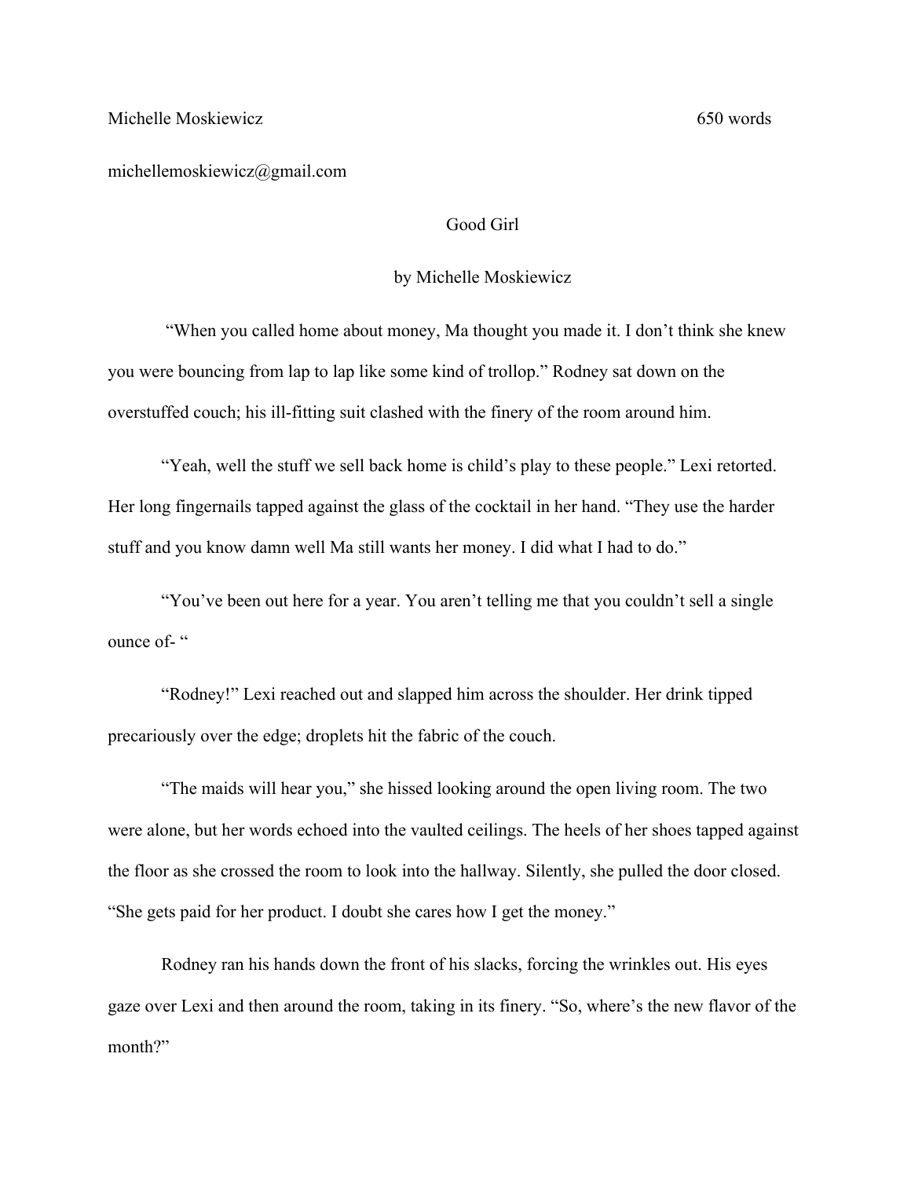Michelle Moskiewicz 650 words

michellemoskiewicz@gmail.com

# Good Girl

by Michelle Moskiewicz

"When you called home about money, Ma thought you made it. I don't think she knew you were bouncing from lap to lap like some kind of trollop." Rodney sat down on the overstuffed couch; his ill-fitting suit clashed with the finery of the room around him.

"Yeah, well the stuff we sell back home is child's play to these people." Lexi retorted. Her long fingernails tapped against the glass of the cocktail in her hand. "They use the harder stuff and you know damn well Ma still wants her money. I did what I had to do."

"You've been out here for a year. You aren't telling me that you couldn't sell a single ounce of- "

"Rodney!" Lexi reached out and slapped him across the shoulder. Her drink tipped precariously over the edge; droplets hit the fabric of the couch.

"The maids will hear you," she hissed looking around the open living room. The two were alone, but her words echoed into the vaulted ceilings. The heels of her shoes tapped against the floor as she crossed the room to look into the hallway. Silently, she pulled the door closed. "She gets paid for her product. I doubt she cares how I get the money."

Rodney ran his hands down the front of his slacks, forcing the wrinkles out. His eyes gaze over Lexi and then around the room, taking in its finery. "So, where's the new flavor of the month?"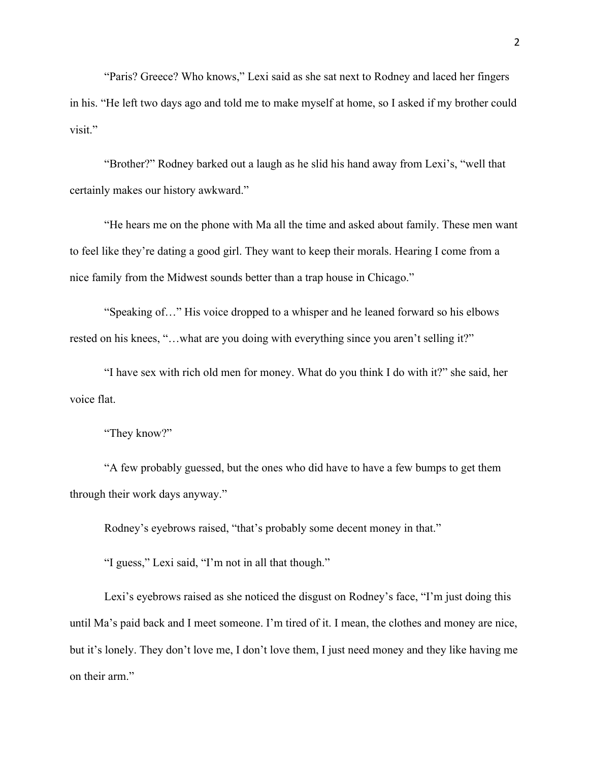"Paris? Greece? Who knows," Lexi said as she sat next to Rodney and laced her fingers in his. "He left two days ago and told me to make myself at home, so I asked if my brother could visit."

"Brother?" Rodney barked out a laugh as he slid his hand away from Lexi's, "well that certainly makes our history awkward."

"He hears me on the phone with Ma all the time and asked about family. These men want to feel like they're dating a good girl. They want to keep their morals. Hearing I come from a nice family from the Midwest sounds better than a trap house in Chicago."

"Speaking of…" His voice dropped to a whisper and he leaned forward so his elbows rested on his knees, "…what are you doing with everything since you aren't selling it?"

"I have sex with rich old men for money. What do you think I do with it?" she said, her voice flat.

"They know?"

"A few probably guessed, but the ones who did have to have a few bumps to get them through their work days anyway."

Rodney's eyebrows raised, "that's probably some decent money in that."

"I guess," Lexi said, "I'm not in all that though."

Lexi's eyebrows raised as she noticed the disgust on Rodney's face, "I'm just doing this until Ma's paid back and I meet someone. I'm tired of it. I mean, the clothes and money are nice, but it's lonely. They don't love me, I don't love them, I just need money and they like having me on their arm."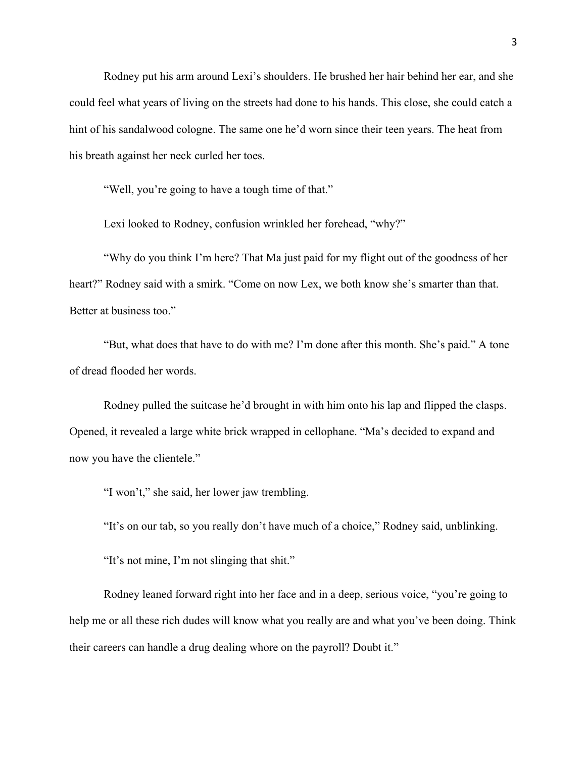Rodney put his arm around Lexi's shoulders. He brushed her hair behind her ear, and she could feel what years of living on the streets had done to his hands. This close, she could catch a hint of his sandalwood cologne. The same one he'd worn since their teen years. The heat from his breath against her neck curled her toes.

"Well, you're going to have a tough time of that."

Lexi looked to Rodney, confusion wrinkled her forehead, "why?"

"Why do you think I'm here? That Ma just paid for my flight out of the goodness of her heart?" Rodney said with a smirk. "Come on now Lex, we both know she's smarter than that. Better at business too."

"But, what does that have to do with me? I'm done after this month. She's paid." A tone of dread flooded her words.

Rodney pulled the suitcase he'd brought in with him onto his lap and flipped the clasps. Opened, it revealed a large white brick wrapped in cellophane. "Ma's decided to expand and now you have the clientele."

"I won't," she said, her lower jaw trembling.

"It's on our tab, so you really don't have much of a choice," Rodney said, unblinking.

"It's not mine, I'm not slinging that shit."

Rodney leaned forward right into her face and in a deep, serious voice, "you're going to help me or all these rich dudes will know what you really are and what you've been doing. Think their careers can handle a drug dealing whore on the payroll? Doubt it."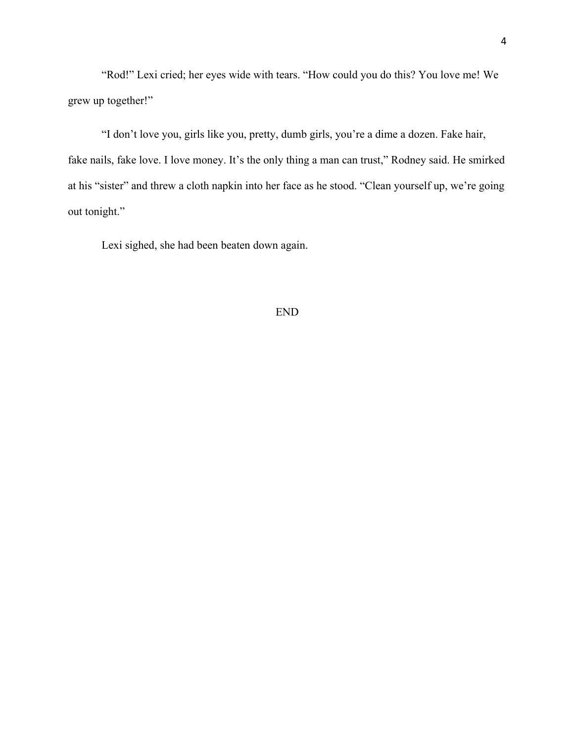“Rod!” Lexi cried; her eyes wide with tears. “How could you do this? You love me! We grew up together!”

“I don’t love you, girls like you, pretty, dumb girls, you’re a dime a dozen. Fake hair, fake nails, fake love. I love money. It’s the only thing a man can trust,” Rodney said. He smirked at his “sister” and threw a cloth napkin into her face as he stood. “Clean yourself up, we’re going out tonight.”

Lexi sighed, she had been beaten down again.

END